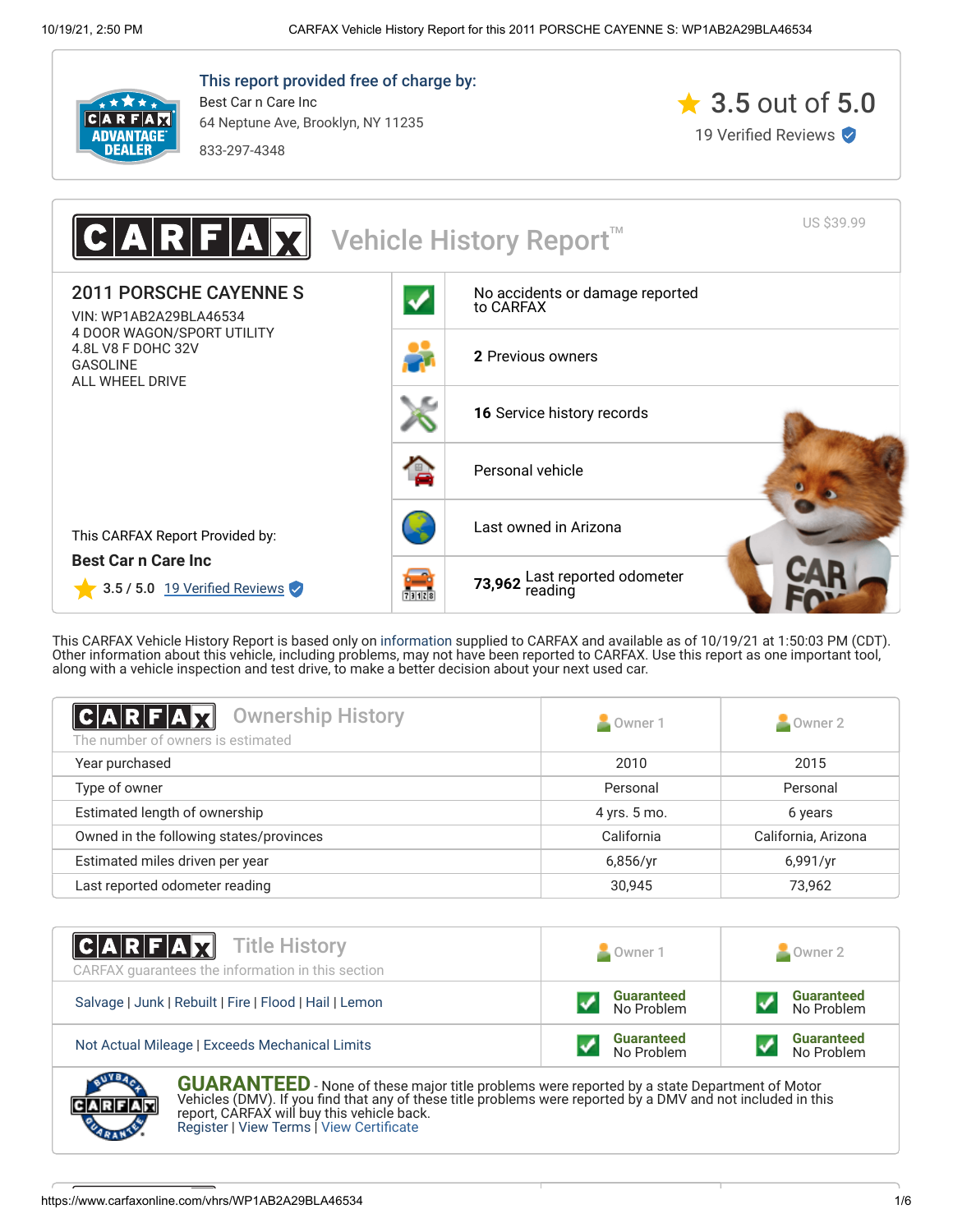This report provided free of charge by:

Best Car n Care Inc
64 Neptune Ave, Brooklyn, NY 11235
833-297-4348

3.5 out of 5.0
19 Verified Reviews

# CARFAX Vehicle History Report™

US $39.99

## 2011 PORSCHE CAYENNE S

VIN: WP1AB2A29BLA46534
4 DOOR WAGON/SPORT UTILITY
4.8L V8 F DOHC 32V
GASOLINE
ALL WHEEL DRIVE

- No accidents or damage reported to CARFAX
- **2** Previous owners
- **16** Service history records
- Personal vehicle
- Last owned in Arizona
- **73,962** Last reported odometer reading

This CARFAX Report Provided by:

**Best Car n Care Inc**

3.5 / 5.0 19 Verified Reviews

This CARFAX Vehicle History Report is based only on information supplied to CARFAX and available as of 10/19/21 at 1:50:03 PM (CDT). Other information about this vehicle, including problems, may not have been reported to CARFAX. Use this report as one important tool, along with a vehicle inspection and test drive, to make a better decision about your next used car.

## CARFAX Ownership History

The number of owners is estimated

| | Owner 1 | Owner 2 |
|---|---|---|
| Year purchased | 2010 | 2015 |
| Type of owner | Personal | Personal |
| Estimated length of ownership | 4 yrs. 5 mo. | 6 years |
| Owned in the following states/provinces | California | California, Arizona |
| Estimated miles driven per year | 6,856/yr | 6,991/yr |
| Last reported odometer reading | 30,945 | 73,962 |

## CARFAX Title History

CARFAX guarantees the information in this section

| | Owner 1 | Owner 2 |
|---|---|---|
| Salvage \| Junk \| Rebuilt \| Fire \| Flood \| Hail \| Lemon | Guaranteed No Problem | Guaranteed No Problem |
| Not Actual Mileage \| Exceeds Mechanical Limits | Guaranteed No Problem | Guaranteed No Problem |

**GUARANTEED** - None of these major title problems were reported by a state Department of Motor Vehicles (DMV). If you find that any of these title problems were reported by a DMV and not included in this report, CARFAX will buy this vehicle back.
Register | View Terms | View Certificate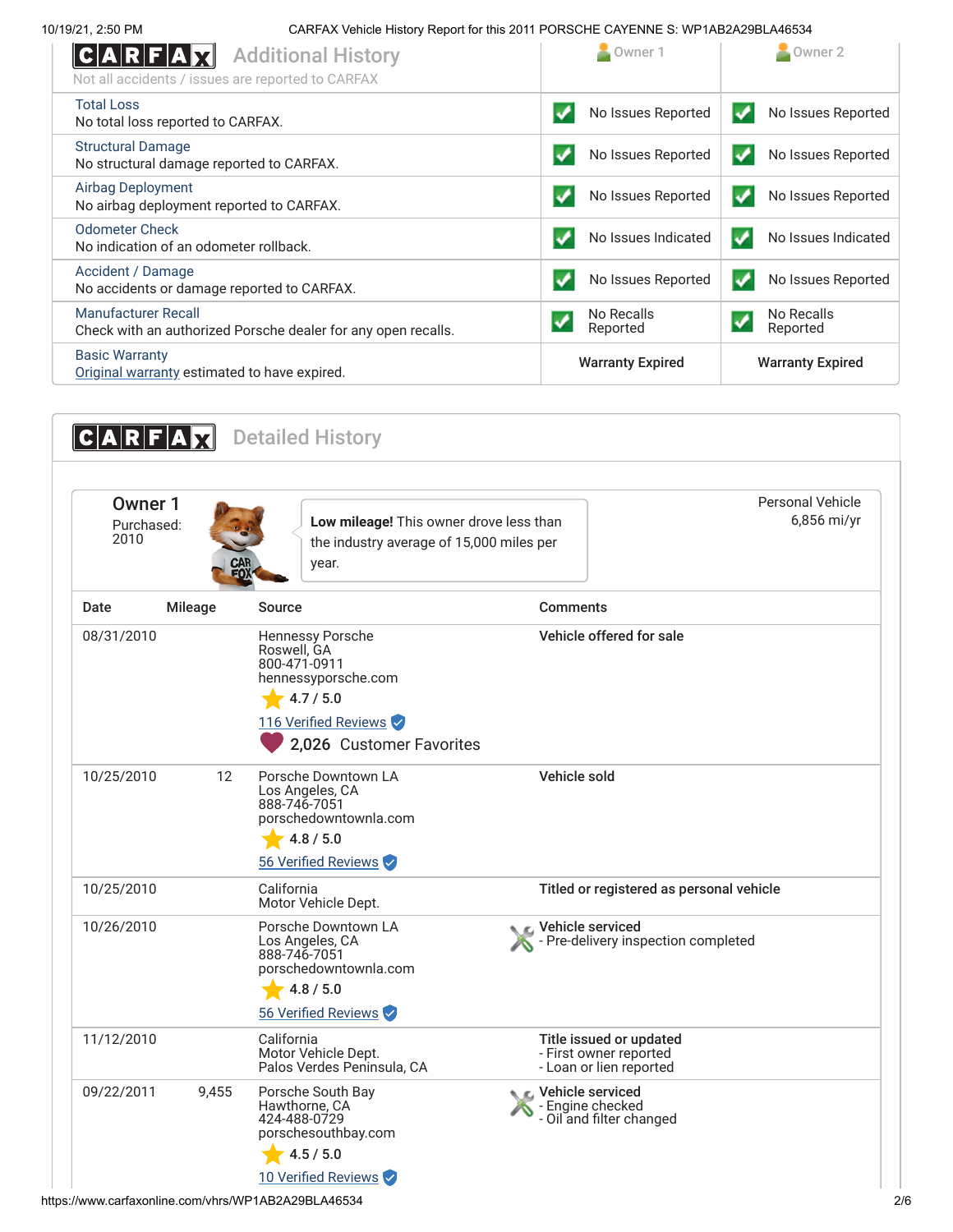## CARFAX Additional History

Not all accidents / issues are reported to CARFAX

| | Owner 1 | Owner 2 |
|---|---|---|
| **Total Loss**<br>No total loss reported to CARFAX. | No Issues Reported | No Issues Reported |
| **Structural Damage**<br>No structural damage reported to CARFAX. | No Issues Reported | No Issues Reported |
| **Airbag Deployment**<br>No airbag deployment reported to CARFAX. | No Issues Reported | No Issues Reported |
| **Odometer Check**<br>No indication of an odometer rollback. | No Issues Indicated | No Issues Indicated |
| **Accident / Damage**<br>No accidents or damage reported to CARFAX. | No Issues Reported | No Issues Reported |
| **Manufacturer Recall**<br>Check with an authorized Porsche dealer for any open recalls. | No Recalls Reported | No Recalls Reported |
| **Basic Warranty**<br>Original warranty estimated to have expired. | **Warranty Expired** | **Warranty Expired** |

## CARFAX Detailed History

### Owner 1

Purchased: 2010

**Low mileage!** This owner drove less than the industry average of 15,000 miles per year.

Personal Vehicle
6,856 mi/yr

| Date | Mileage | Source | Comments |
|---|---|---|---|
| 08/31/2010 | | Hennessy Porsche<br>Roswell, GA<br>800-471-0911<br>hennessyporsche.com<br>4.7 / 5.0<br>116 Verified Reviews<br>2,026 Customer Favorites | **Vehicle offered for sale** |
| 10/25/2010 | 12 | Porsche Downtown LA<br>Los Angeles, CA<br>888-746-7051<br>porschedowntownla.com<br>4.8 / 5.0<br>56 Verified Reviews | **Vehicle sold** |
| 10/25/2010 | | California<br>Motor Vehicle Dept. | **Titled or registered as personal vehicle** |
| 10/26/2010 | | Porsche Downtown LA<br>Los Angeles, CA<br>888-746-7051<br>porschedowntownla.com<br>4.8 / 5.0<br>56 Verified Reviews | **Vehicle serviced**<br>- Pre-delivery inspection completed |
| 11/12/2010 | | California<br>Motor Vehicle Dept.<br>Palos Verdes Peninsula, CA | **Title issued or updated**<br>- First owner reported<br>- Loan or lien reported |
| 09/22/2011 | 9,455 | Porsche South Bay<br>Hawthorne, CA<br>424-488-0729<br>porschesouthbay.com<br>4.5 / 5.0<br>10 Verified Reviews | **Vehicle serviced**<br>- Engine checked<br>- Oil and filter changed |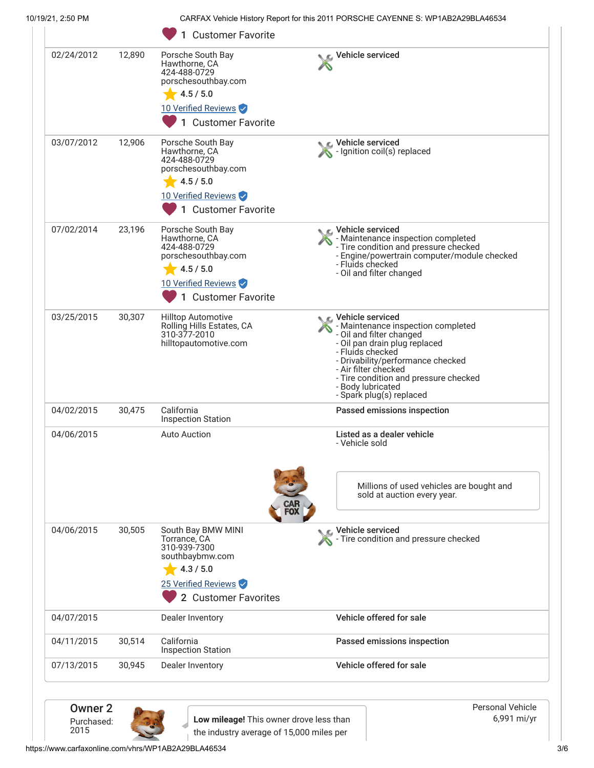1 Customer Favorite

| | | | |
|---|---|---|---|
| 02/24/2012 | 12,890 | Porsche South Bay<br>Hawthorne, CA<br>424-488-0729<br>porschesouthbay.com<br>4.5 / 5.0<br>10 Verified Reviews<br>1 Customer Favorite | **Vehicle serviced** |
| 03/07/2012 | 12,906 | Porsche South Bay<br>Hawthorne, CA<br>424-488-0729<br>porschesouthbay.com<br>4.5 / 5.0<br>10 Verified Reviews<br>1 Customer Favorite | **Vehicle serviced**<br>- Ignition coil(s) replaced |
| 07/02/2014 | 23,196 | Porsche South Bay<br>Hawthorne, CA<br>424-488-0729<br>porschesouthbay.com<br>4.5 / 5.0<br>10 Verified Reviews<br>1 Customer Favorite | **Vehicle serviced**<br>- Maintenance inspection completed<br>- Tire condition and pressure checked<br>- Engine/powertrain computer/module checked<br>- Fluids checked<br>- Oil and filter changed |
| 03/25/2015 | 30,307 | Hilltop Automotive<br>Rolling Hills Estates, CA<br>310-377-2010<br>hilltopautomotive.com | **Vehicle serviced**<br>- Maintenance inspection completed<br>- Oil and filter changed<br>- Oil pan drain plug replaced<br>- Fluids checked<br>- Drivability/performance checked<br>- Air filter checked<br>- Tire condition and pressure checked<br>- Body lubricated<br>- Spark plug(s) replaced |
| 04/02/2015 | 30,475 | California<br>Inspection Station | **Passed emissions inspection** |
| 04/06/2015 | | Auto Auction | **Listed as a dealer vehicle**<br>- Vehicle sold<br><br>Millions of used vehicles are bought and sold at auction every year. |
| 04/06/2015 | 30,505 | South Bay BMW MINI<br>Torrance, CA<br>310-939-7300<br>southbaybmw.com<br>4.3 / 5.0<br>25 Verified Reviews<br>2 Customer Favorites | **Vehicle serviced**<br>- Tire condition and pressure checked |
| 04/07/2015 | | Dealer Inventory | **Vehicle offered for sale** |
| 04/11/2015 | 30,514 | California<br>Inspection Station | **Passed emissions inspection** |
| 07/13/2015 | 30,945 | Dealer Inventory | **Vehicle offered for sale** |

## Owner 2

Purchased: 2015

**Low mileage!** This owner drove less than the industry average of 15,000 miles per

Personal Vehicle
6,991 mi/yr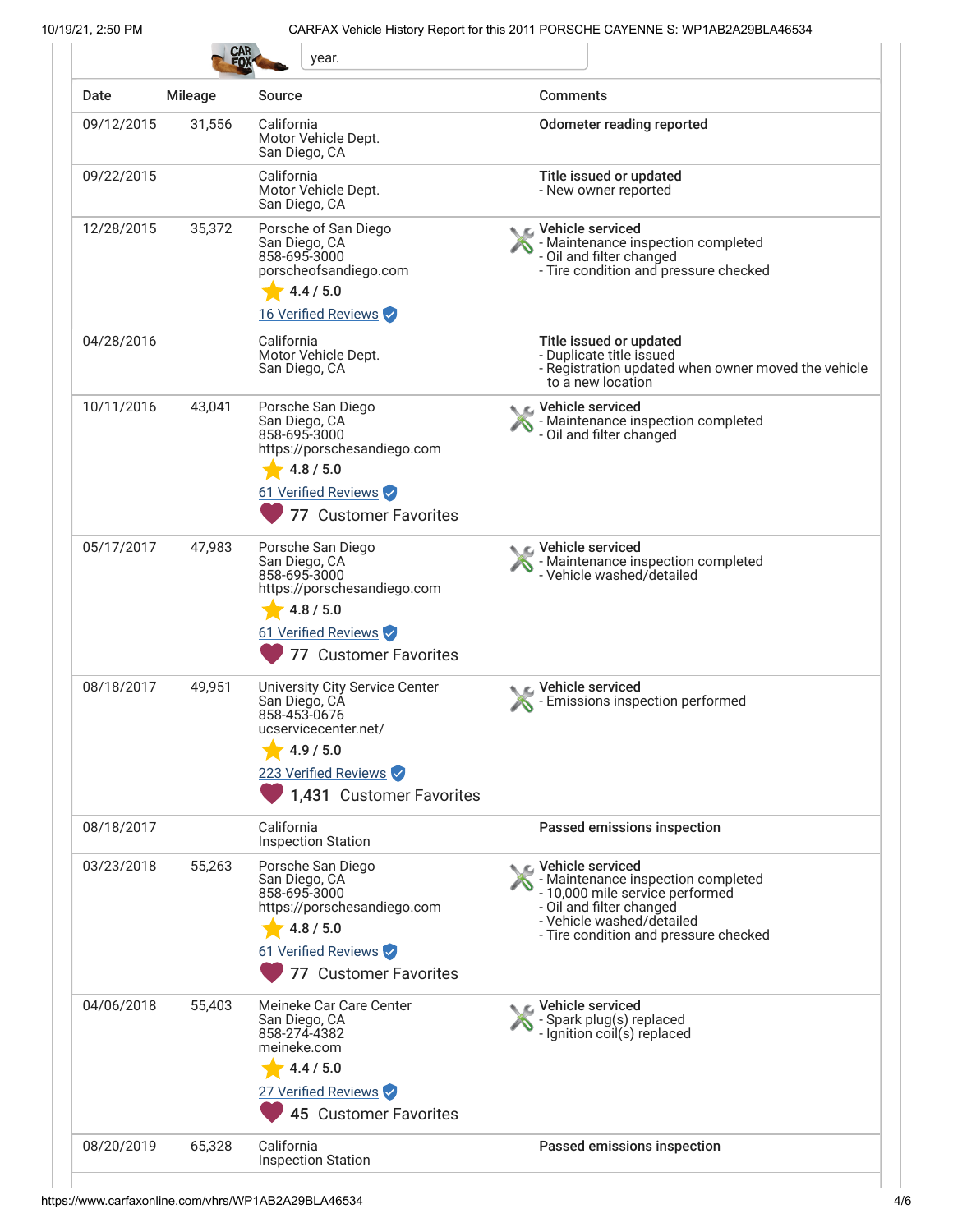year.

| Date | Mileage | Source | Comments |
| --- | --- | --- | --- |
| 09/12/2015 | 31,556 | California Motor Vehicle Dept. San Diego, CA | **Odometer reading reported** |
| 09/22/2015 | | California Motor Vehicle Dept. San Diego, CA | **Title issued or updated** - New owner reported |
| 12/28/2015 | 35,372 | Porsche of San Diego San Diego, CA 858-695-3000 porscheofsandiego.com 4.4 / 5.0 16 Verified Reviews | **Vehicle serviced** - Maintenance inspection completed - Oil and filter changed - Tire condition and pressure checked |
| 04/28/2016 | | California Motor Vehicle Dept. San Diego, CA | **Title issued or updated** - Duplicate title issued - Registration updated when owner moved the vehicle to a new location |
| 10/11/2016 | 43,041 | Porsche San Diego San Diego, CA 858-695-3000 https://porschesandiego.com 4.8 / 5.0 61 Verified Reviews 77 Customer Favorites | **Vehicle serviced** - Maintenance inspection completed - Oil and filter changed |
| 05/17/2017 | 47,983 | Porsche San Diego San Diego, CA 858-695-3000 https://porschesandiego.com 4.8 / 5.0 61 Verified Reviews 77 Customer Favorites | **Vehicle serviced** - Maintenance inspection completed - Vehicle washed/detailed |
| 08/18/2017 | 49,951 | University City Service Center San Diego, CA 858-453-0676 ucservicecenter.net/ 4.9 / 5.0 223 Verified Reviews 1,431 Customer Favorites | **Vehicle serviced** - Emissions inspection performed |
| 08/18/2017 | | California Inspection Station | **Passed emissions inspection** |
| 03/23/2018 | 55,263 | Porsche San Diego San Diego, CA 858-695-3000 https://porschesandiego.com 4.8 / 5.0 61 Verified Reviews 77 Customer Favorites | **Vehicle serviced** - Maintenance inspection completed - 10,000 mile service performed - Oil and filter changed - Vehicle washed/detailed - Tire condition and pressure checked |
| 04/06/2018 | 55,403 | Meineke Car Care Center San Diego, CA 858-274-4382 meineke.com 4.4 / 5.0 27 Verified Reviews 45 Customer Favorites | **Vehicle serviced** - Spark plug(s) replaced - Ignition coil(s) replaced |
| 08/20/2019 | 65,328 | California Inspection Station | **Passed emissions inspection** |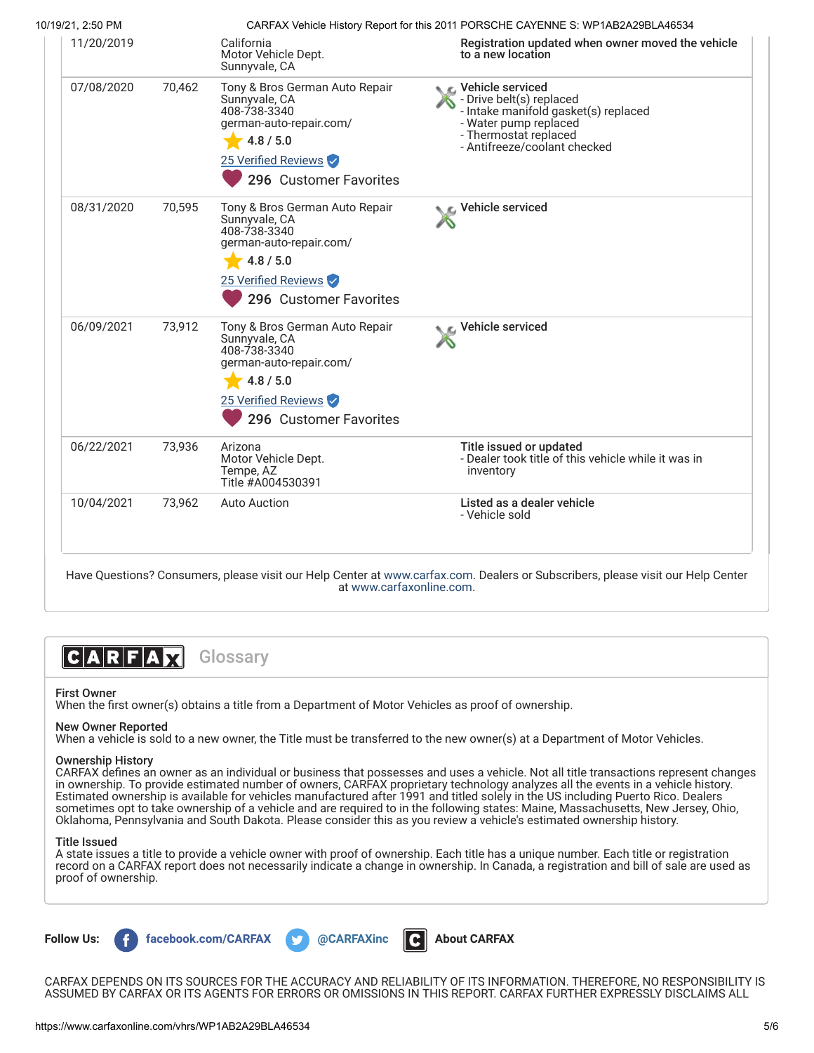| | | | |
|---|---|---|---|
| 11/20/2019 | | California<br>Motor Vehicle Dept.<br>Sunnyvale, CA | **Registration updated when owner moved the vehicle to a new location** |
| 07/08/2020 | 70,462 | Tony & Bros German Auto Repair<br>Sunnyvale, CA<br>408-738-3340<br>german-auto-repair.com/<br>4.8 / 5.0<br>25 Verified Reviews<br>296 Customer Favorites | **Vehicle serviced**<br>- Drive belt(s) replaced<br>- Intake manifold gasket(s) replaced<br>- Water pump replaced<br>- Thermostat replaced<br>- Antifreeze/coolant checked |
| 08/31/2020 | 70,595 | Tony & Bros German Auto Repair<br>Sunnyvale, CA<br>408-738-3340<br>german-auto-repair.com/<br>4.8 / 5.0<br>25 Verified Reviews<br>296 Customer Favorites | **Vehicle serviced** |
| 06/09/2021 | 73,912 | Tony & Bros German Auto Repair<br>Sunnyvale, CA<br>408-738-3340<br>german-auto-repair.com/<br>4.8 / 5.0<br>25 Verified Reviews<br>296 Customer Favorites | **Vehicle serviced** |
| 06/22/2021 | 73,936 | Arizona<br>Motor Vehicle Dept.<br>Tempe, AZ<br>Title #A004530391 | **Title issued or updated**<br>- Dealer took title of this vehicle while it was in inventory |
| 10/04/2021 | 73,962 | Auto Auction | **Listed as a dealer vehicle**<br>- Vehicle sold |

Have Questions? Consumers, please visit our Help Center at www.carfax.com. Dealers or Subscribers, please visit our Help Center at www.carfaxonline.com.

## CARFAX Glossary

**First Owner**
When the first owner(s) obtains a title from a Department of Motor Vehicles as proof of ownership.

**New Owner Reported**
When a vehicle is sold to a new owner, the Title must be transferred to the new owner(s) at a Department of Motor Vehicles.

**Ownership History**
CARFAX defines an owner as an individual or business that possesses and uses a vehicle. Not all title transactions represent changes in ownership. To provide estimated number of owners, CARFAX proprietary technology analyzes all the events in a vehicle history. Estimated ownership is available for vehicles manufactured after 1991 and titled solely in the US including Puerto Rico. Dealers sometimes opt to take ownership of a vehicle and are required to in the following states: Maine, Massachusetts, New Jersey, Ohio, Oklahoma, Pennsylvania and South Dakota. Please consider this as you review a vehicle's estimated ownership history.

**Title Issued**
A state issues a title to provide a vehicle owner with proof of ownership. Each title has a unique number. Each title or registration record on a CARFAX report does not necessarily indicate a change in ownership. In Canada, a registration and bill of sale are used as proof of ownership.

**Follow Us:** facebook.com/CARFAX @CARFAXinc About CARFAX

CARFAX DEPENDS ON ITS SOURCES FOR THE ACCURACY AND RELIABILITY OF ITS INFORMATION. THEREFORE, NO RESPONSIBILITY IS ASSUMED BY CARFAX OR ITS AGENTS FOR ERRORS OR OMISSIONS IN THIS REPORT. CARFAX FURTHER EXPRESSLY DISCLAIMS ALL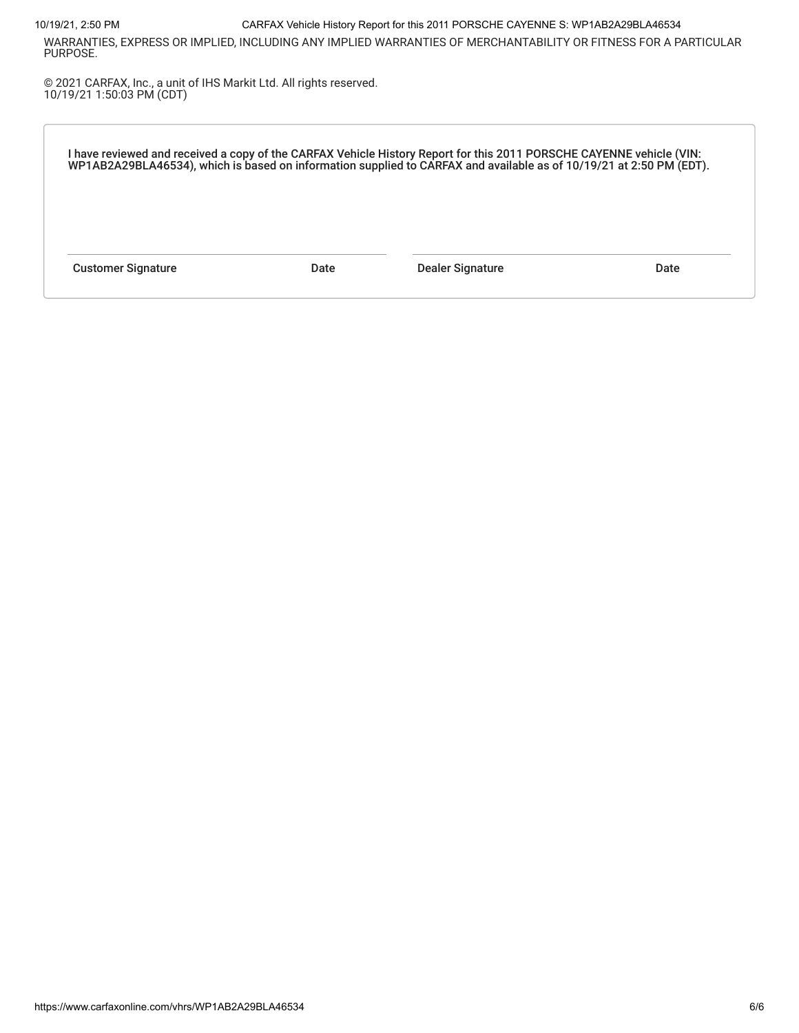WARRANTIES, EXPRESS OR IMPLIED, INCLUDING ANY IMPLIED WARRANTIES OF MERCHANTABILITY OR FITNESS FOR A PARTICULAR PURPOSE.

© 2021 CARFAX, Inc., a unit of IHS Markit Ltd. All rights reserved.
10/19/21 1:50:03 PM (CDT)

I have reviewed and received a copy of the CARFAX Vehicle History Report for this 2011 PORSCHE CAYENNE vehicle (VIN: WP1AB2A29BLA46534), which is based on information supplied to CARFAX and available as of 10/19/21 at 2:50 PM (EDT).

| | | | |
|---|---|---|---|
| Customer Signature | Date | Dealer Signature | Date |